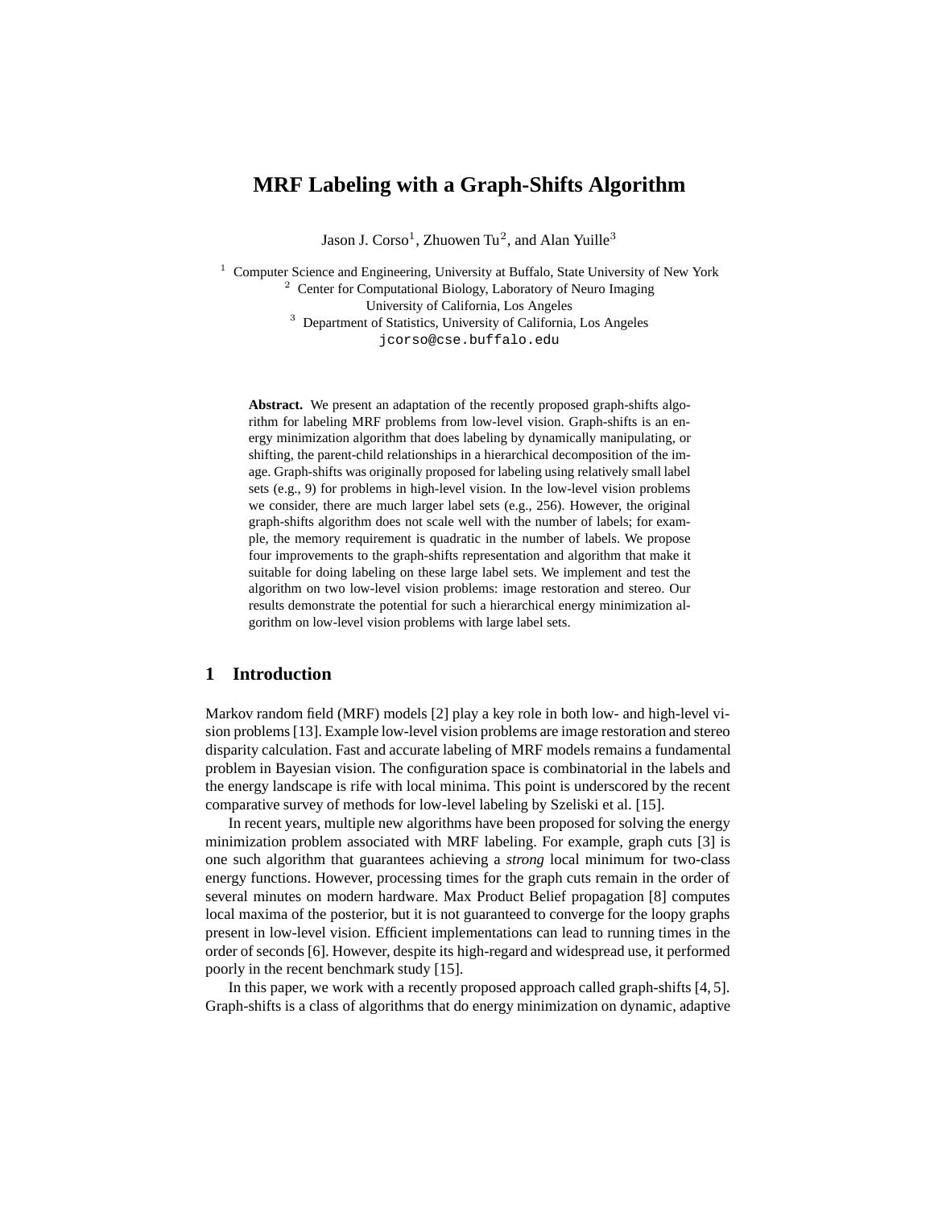# MRF Labeling with a Graph-Shifts Algorithm

Jason J. Corso[1], Zhuowen Tu[2], and Alan Yuille[3]

[1] Computer Science and Engineering, University at Buffalo, State University of New York
[2] Center for Computational Biology, Laboratory of Neuro Imaging
University of California, Los Angeles
[3] Department of Statistics, University of California, Los Angeles
jcorso@cse.buffalo.edu

**Abstract.** We present an adaptation of the recently proposed graph-shifts algorithm for labeling MRF problems from low-level vision. Graph-shifts is an energy minimization algorithm that does labeling by dynamically manipulating, or shifting, the parent-child relationships in a hierarchical decomposition of the image. Graph-shifts was originally proposed for labeling using relatively small label sets (e.g., 9) for problems in high-level vision. In the low-level vision problems we consider, there are much larger label sets (e.g., 256). However, the original graph-shifts algorithm does not scale well with the number of labels; for example, the memory requirement is quadratic in the number of labels. We propose four improvements to the graph-shifts representation and algorithm that make it suitable for doing labeling on these large label sets. We implement and test the algorithm on two low-level vision problems: image restoration and stereo. Our results demonstrate the potential for such a hierarchical energy minimization algorithm on low-level vision problems with large label sets.

## 1 Introduction

Markov random field (MRF) models [2] play a key role in both low- and high-level vision problems [13]. Example low-level vision problems are image restoration and stereo disparity calculation. Fast and accurate labeling of MRF models remains a fundamental problem in Bayesian vision. The configuration space is combinatorial in the labels and the energy landscape is rife with local minima. This point is underscored by the recent comparative survey of methods for low-level labeling by Szeliski et al. [15].

In recent years, multiple new algorithms have been proposed for solving the energy minimization problem associated with MRF labeling. For example, graph cuts [3] is one such algorithm that guarantees achieving a *strong* local minimum for two-class energy functions. However, processing times for the graph cuts remain in the order of several minutes on modern hardware. Max Product Belief propagation [8] computes local maxima of the posterior, but it is not guaranteed to converge for the loopy graphs present in low-level vision. Efficient implementations can lead to running times in the order of seconds [6]. However, despite its high-regard and widespread use, it performed poorly in the recent benchmark study [15].

In this paper, we work with a recently proposed approach called graph-shifts [4, 5]. Graph-shifts is a class of algorithms that do energy minimization on dynamic, adaptive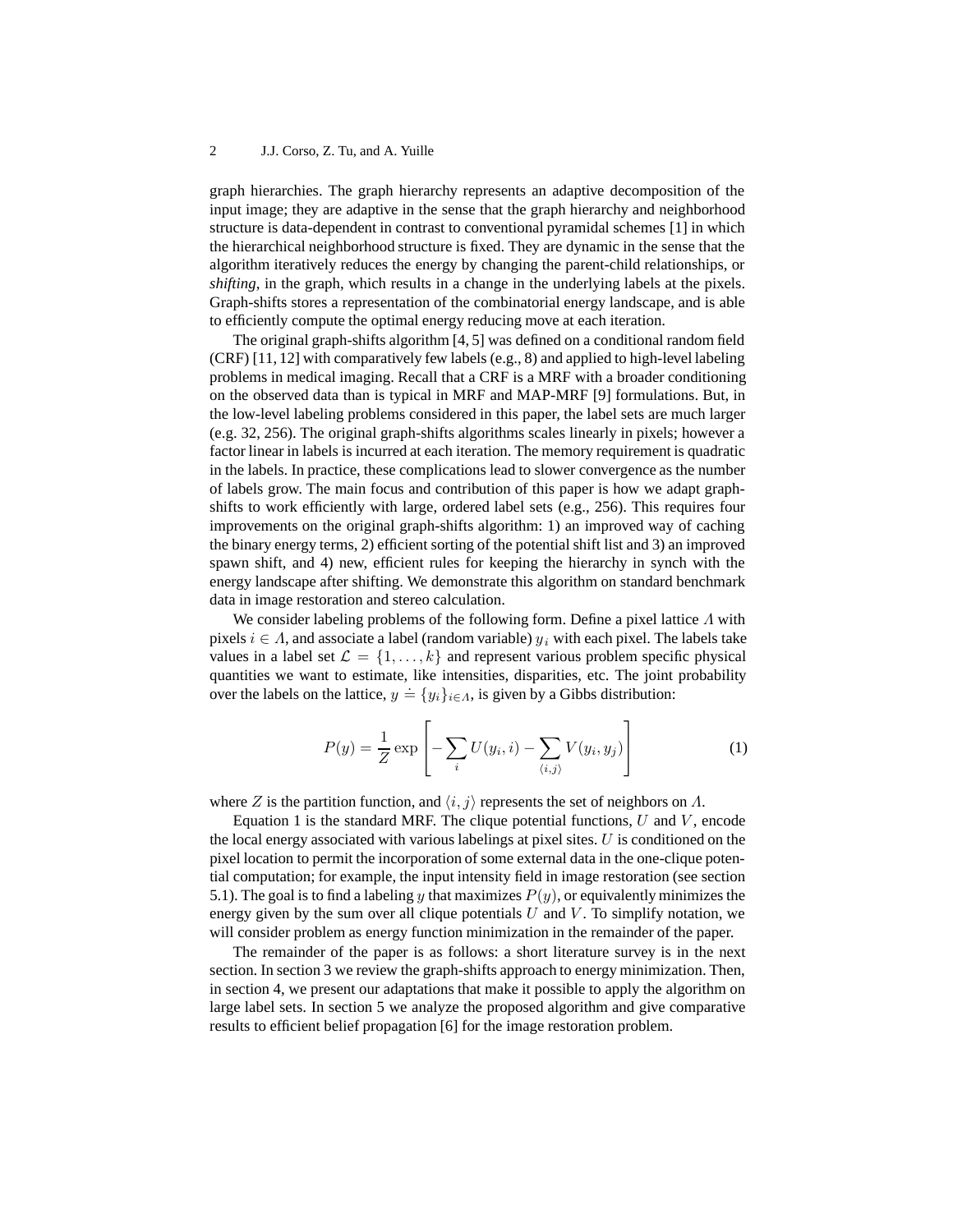graph hierarchies. The graph hierarchy represents an adaptive decomposition of the input image; they are adaptive in the sense that the graph hierarchy and neighborhood structure is data-dependent in contrast to conventional pyramidal schemes [1] in which the hierarchical neighborhood structure is fixed. They are dynamic in the sense that the algorithm iteratively reduces the energy by changing the parent-child relationships, or *shifting*, in the graph, which results in a change in the underlying labels at the pixels. Graph-shifts stores a representation of the combinatorial energy landscape, and is able to efficiently compute the optimal energy reducing move at each iteration.

The original graph-shifts algorithm [4, 5] was defined on a conditional random field (CRF) [11, 12] with comparatively few labels (e.g., 8) and applied to high-level labeling problems in medical imaging. Recall that a CRF is a MRF with a broader conditioning on the observed data than is typical in MRF and MAP-MRF [9] formulations. But, in the low-level labeling problems considered in this paper, the label sets are much larger (e.g. 32, 256). The original graph-shifts algorithms scales linearly in pixels; however a factor linear in labels is incurred at each iteration. The memory requirement is quadratic in the labels. In practice, these complications lead to slower convergence as the number of labels grow. The main focus and contribution of this paper is how we adapt graph-shifts to work efficiently with large, ordered label sets (e.g., 256). This requires four improvements on the original graph-shifts algorithm: 1) an improved way of caching the binary energy terms, 2) efficient sorting of the potential shift list and 3) an improved spawn shift, and 4) new, efficient rules for keeping the hierarchy in synch with the energy landscape after shifting. We demonstrate this algorithm on standard benchmark data in image restoration and stereo calculation.

We consider labeling problems of the following form. Define a pixel lattice $\Lambda$ with pixels $i \in \Lambda$, and associate a label (random variable) $y_i$ with each pixel. The labels take values in a label set $\mathcal{L} = \{1, \ldots, k\}$ and represent various problem specific physical quantities we want to estimate, like intensities, disparities, etc. The joint probability over the labels on the lattice, $y \doteq \{y_i\}_{i \in \Lambda}$, is given by a Gibbs distribution:

$$P(y) = \frac{1}{Z} \exp \left[ - \sum_i U(y_i, i) - \sum_{\langle i,j \rangle} V(y_i, y_j) \right] \tag{1}$$

where $Z$ is the partition function, and $\langle i, j \rangle$ represents the set of neighbors on $\Lambda$.

Equation 1 is the standard MRF. The clique potential functions, $U$ and $V$, encode the local energy associated with various labelings at pixel sites. $U$ is conditioned on the pixel location to permit the incorporation of some external data in the one-clique potential computation; for example, the input intensity field in image restoration (see section 5.1). The goal is to find a labeling $y$ that maximizes $P(y)$, or equivalently minimizes the energy given by the sum over all clique potentials $U$ and $V$. To simplify notation, we will consider problem as energy function minimization in the remainder of the paper.

The remainder of the paper is as follows: a short literature survey is in the next section. In section 3 we review the graph-shifts approach to energy minimization. Then, in section 4, we present our adaptations that make it possible to apply the algorithm on large label sets. In section 5 we analyze the proposed algorithm and give comparative results to efficient belief propagation [6] for the image restoration problem.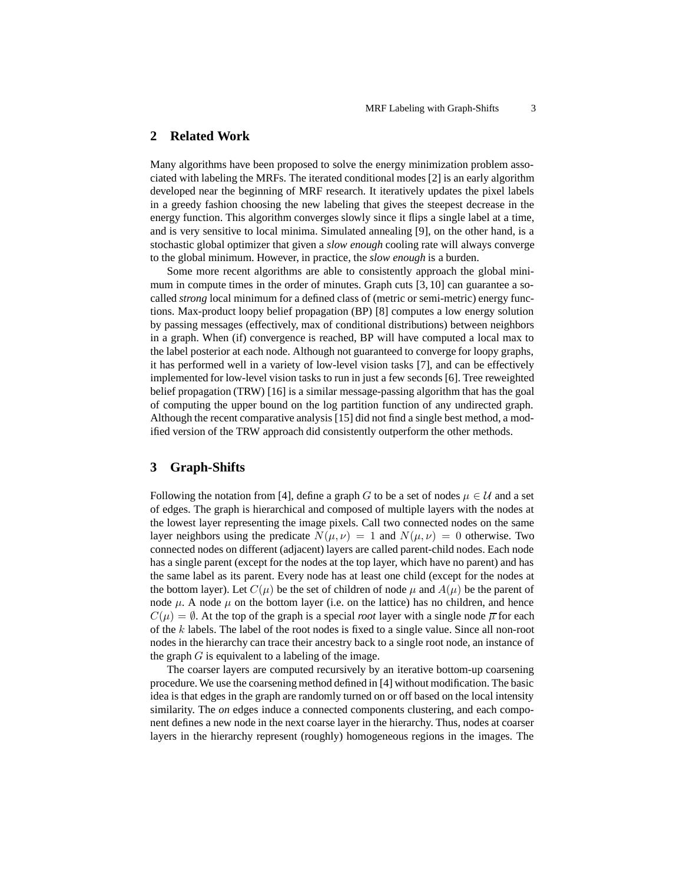## 2 Related Work

Many algorithms have been proposed to solve the energy minimization problem associated with labeling the MRFs. The iterated conditional modes [2] is an early algorithm developed near the beginning of MRF research. It iteratively updates the pixel labels in a greedy fashion choosing the new labeling that gives the steepest decrease in the energy function. This algorithm converges slowly since it flips a single label at a time, and is very sensitive to local minima. Simulated annealing [9], on the other hand, is a stochastic global optimizer that given a *slow enough* cooling rate will always converge to the global minimum. However, in practice, the *slow enough* is a burden.

Some more recent algorithms are able to consistently approach the global minimum in compute times in the order of minutes. Graph cuts [3, 10] can guarantee a so-called *strong* local minimum for a defined class of (metric or semi-metric) energy functions. Max-product loopy belief propagation (BP) [8] computes a low energy solution by passing messages (effectively, max of conditional distributions) between neighbors in a graph. When (if) convergence is reached, BP will have computed a local max to the label posterior at each node. Although not guaranteed to converge for loopy graphs, it has performed well in a variety of low-level vision tasks [7], and can be effectively implemented for low-level vision tasks to run in just a few seconds [6]. Tree reweighted belief propagation (TRW) [16] is a similar message-passing algorithm that has the goal of computing the upper bound on the log partition function of any undirected graph. Although the recent comparative analysis [15] did not find a single best method, a modified version of the TRW approach did consistently outperform the other methods.

## 3 Graph-Shifts

Following the notation from [4], define a graph $G$ to be a set of nodes $\mu \in \mathcal{U}$ and a set of edges. The graph is hierarchical and composed of multiple layers with the nodes at the lowest layer representing the image pixels. Call two connected nodes on the same layer neighbors using the predicate $N(\mu, \nu) = 1$ and $N(\mu, \nu) = 0$ otherwise. Two connected nodes on different (adjacent) layers are called parent-child nodes. Each node has a single parent (except for the nodes at the top layer, which have no parent) and has the same label as its parent. Every node has at least one child (except for the nodes at the bottom layer). Let $C(\mu)$ be the set of children of node $\mu$ and $A(\mu)$ be the parent of node $\mu$. A node $\mu$ on the bottom layer (i.e. on the lattice) has no children, and hence $C(\mu) = \emptyset$. At the top of the graph is a special *root* layer with a single node $\overline{\mu}$ for each of the $k$ labels. The label of the root nodes is fixed to a single value. Since all non-root nodes in the hierarchy can trace their ancestry back to a single root node, an instance of the graph $G$ is equivalent to a labeling of the image.

The coarser layers are computed recursively by an iterative bottom-up coarsening procedure. We use the coarsening method defined in [4] without modification. The basic idea is that edges in the graph are randomly turned on or off based on the local intensity similarity. The *on* edges induce a connected components clustering, and each component defines a new node in the next coarse layer in the hierarchy. Thus, nodes at coarser layers in the hierarchy represent (roughly) homogeneous regions in the images. The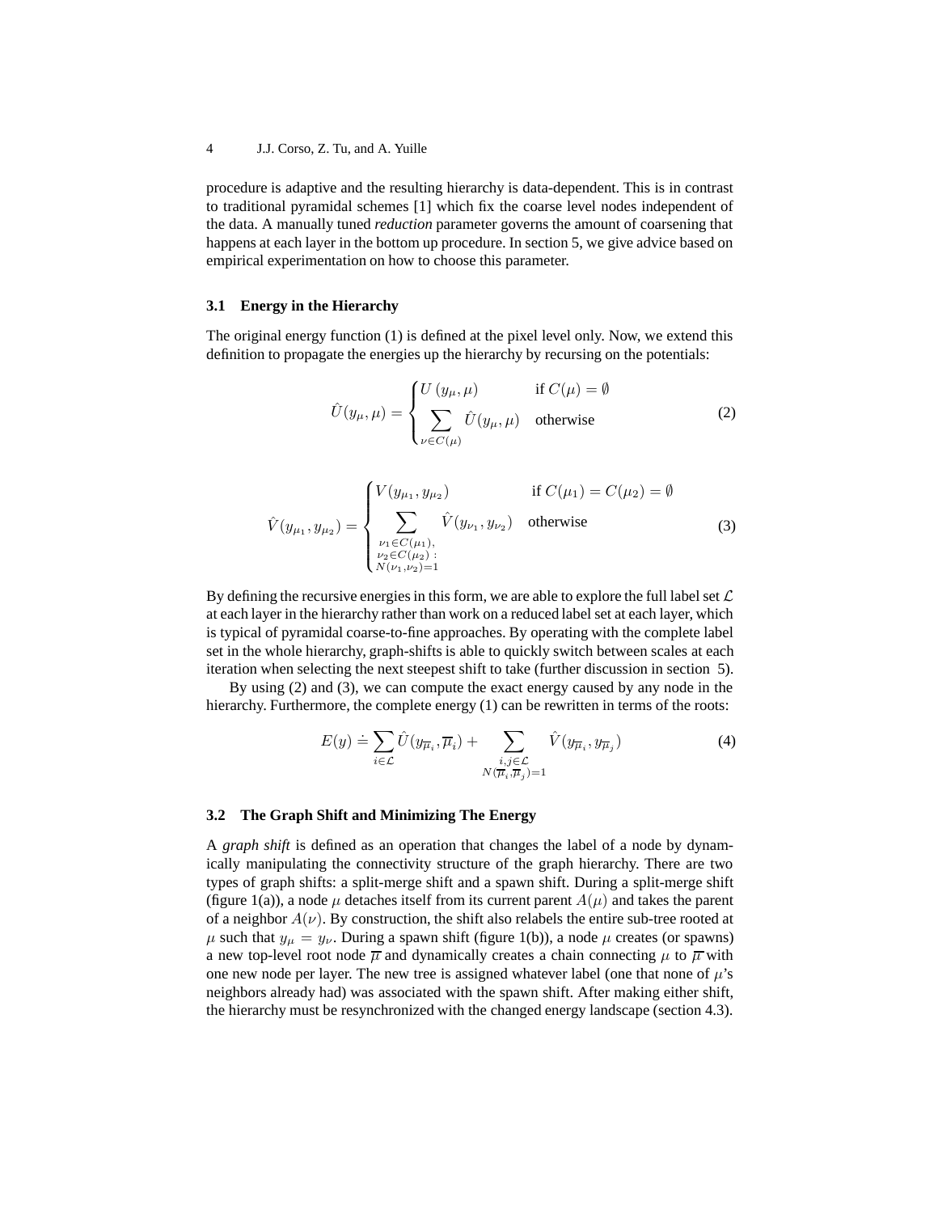procedure is adaptive and the resulting hierarchy is data-dependent. This is in contrast to traditional pyramidal schemes [1] which fix the coarse level nodes independent of the data. A manually tuned *reduction* parameter governs the amount of coarsening that happens at each layer in the bottom up procedure. In section 5, we give advice based on empirical experimentation on how to choose this parameter.

### 3.1 Energy in the Hierarchy

The original energy function (1) is defined at the pixel level only. Now, we extend this definition to propagate the energies up the hierarchy by recursing on the potentials:

$$\hat{U}(y_\mu, \mu) = \begin{cases} U(y_\mu, \mu) & \text{if } C(\mu) = \emptyset \\ \displaystyle\sum_{\nu \in C(\mu)} \hat{U}(y_\mu, \mu) & \text{otherwise} \end{cases} \tag{2}$$

$$\hat{V}(y_{\mu_1}, y_{\mu_2}) = \begin{cases} V(y_{\mu_1}, y_{\mu_2}) & \text{if } C(\mu_1) = C(\mu_2) = \emptyset \\ \displaystyle\sum_{\substack{\nu_1 \in C(\mu_1), \\ \nu_2 \in C(\mu_2) : \\ N(\nu_1, \nu_2) = 1}} \hat{V}(y_{\nu_1}, y_{\nu_2}) & \text{otherwise} \end{cases} \tag{3}$$

By defining the recursive energies in this form, we are able to explore the full label set $\mathcal{L}$ at each layer in the hierarchy rather than work on a reduced label set at each layer, which is typical of pyramidal coarse-to-fine approaches. By operating with the complete label set in the whole hierarchy, graph-shifts is able to quickly switch between scales at each iteration when selecting the next steepest shift to take (further discussion in section 5).

By using (2) and (3), we can compute the exact energy caused by any node in the hierarchy. Furthermore, the complete energy (1) can be rewritten in terms of the roots:

$$E(y) \doteq \sum_{i \in \mathcal{L}} \hat{U}(y_{\overline{\mu}_i}, \overline{\mu}_i) + \sum_{\substack{i,j \in \mathcal{L} \\ N(\overline{\mu}_i, \overline{\mu}_j) = 1}} \hat{V}(y_{\overline{\mu}_i}, y_{\overline{\mu}_j}) \tag{4}$$

### 3.2 The Graph Shift and Minimizing The Energy

A *graph shift* is defined as an operation that changes the label of a node by dynamically manipulating the connectivity structure of the graph hierarchy. There are two types of graph shifts: a split-merge shift and a spawn shift. During a split-merge shift (figure 1(a)), a node $\mu$ detaches itself from its current parent $A(\mu)$ and takes the parent of a neighbor $A(\nu)$. By construction, the shift also relabels the entire sub-tree rooted at $\mu$ such that $y_\mu = y_\nu$. During a spawn shift (figure 1(b)), a node $\mu$ creates (or spawns) a new top-level root node $\overline{\mu}$ and dynamically creates a chain connecting $\mu$ to $\overline{\mu}$ with one new node per layer. The new tree is assigned whatever label (one that none of $\mu$'s neighbors already had) was associated with the spawn shift. After making either shift, the hierarchy must be resynchronized with the changed energy landscape (section 4.3).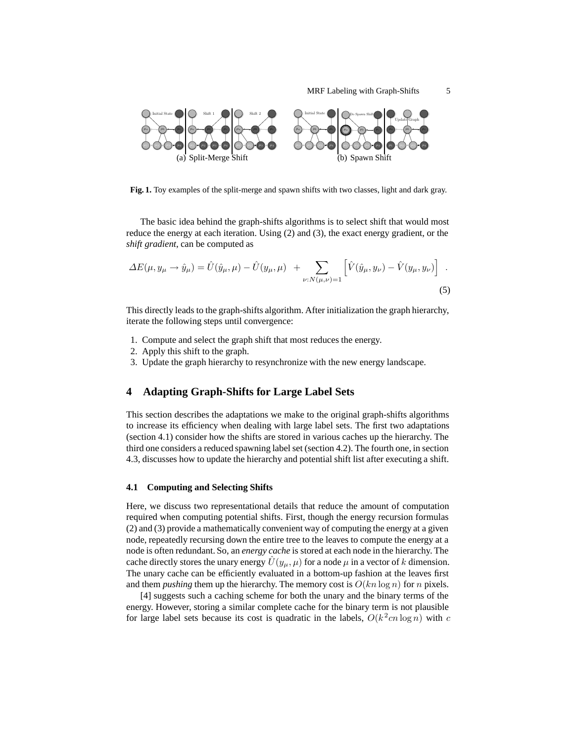(a) Split-Merge Shift (b) Spawn Shift

**Fig. 1.** Toy examples of the split-merge and spawn shifts with two classes, light and dark gray.

The basic idea behind the graph-shifts algorithms is to select shift that would most reduce the energy at each iteration. Using (2) and (3), the exact energy gradient, or the *shift gradient*, can be computed as

$$\Delta E(\mu, y_\mu \rightarrow \hat{y}_\mu) = \hat{U}(\hat{y}_\mu, \mu) - \hat{U}(y_\mu, \mu) \quad + \sum_{\nu : N(\mu,\nu)=1} \left[ \hat{V}(\hat{y}_\mu, y_\nu) - \hat{V}(y_\mu, y_\nu) \right] \quad . \tag{5}$$

This directly leads to the graph-shifts algorithm. After initialization the graph hierarchy, iterate the following steps until convergence:

1. Compute and select the graph shift that most reduces the energy.
2. Apply this shift to the graph.
3. Update the graph hierarchy to resynchronize with the new energy landscape.

## 4 Adapting Graph-Shifts for Large Label Sets

This section describes the adaptations we make to the original graph-shifts algorithms to increase its efficiency when dealing with large label sets. The first two adaptations (section 4.1) consider how the shifts are stored in various caches up the hierarchy. The third one considers a reduced spawning label set (section 4.2). The fourth one, in section 4.3, discusses how to update the hierarchy and potential shift list after executing a shift.

### 4.1 Computing and Selecting Shifts

Here, we discuss two representational details that reduce the amount of computation required when computing potential shifts. First, though the energy recursion formulas (2) and (3) provide a mathematically convenient way of computing the energy at a given node, repeatedly recursing down the entire tree to the leaves to compute the energy at a node is often redundant. So, an *energy cache* is stored at each node in the hierarchy. The cache directly stores the unary energy $\hat{U}(y_\mu, \mu)$ for a node $\mu$ in a vector of $k$ dimension. The unary cache can be efficiently evaluated in a bottom-up fashion at the leaves first and them *pushing* them up the hierarchy. The memory cost is $O(kn \log n)$ for $n$ pixels.

[4] suggests such a caching scheme for both the unary and the binary terms of the energy. However, storing a similar complete cache for the binary term is not plausible for large label sets because its cost is quadratic in the labels, $O(k^2 cn \log n)$ with $c$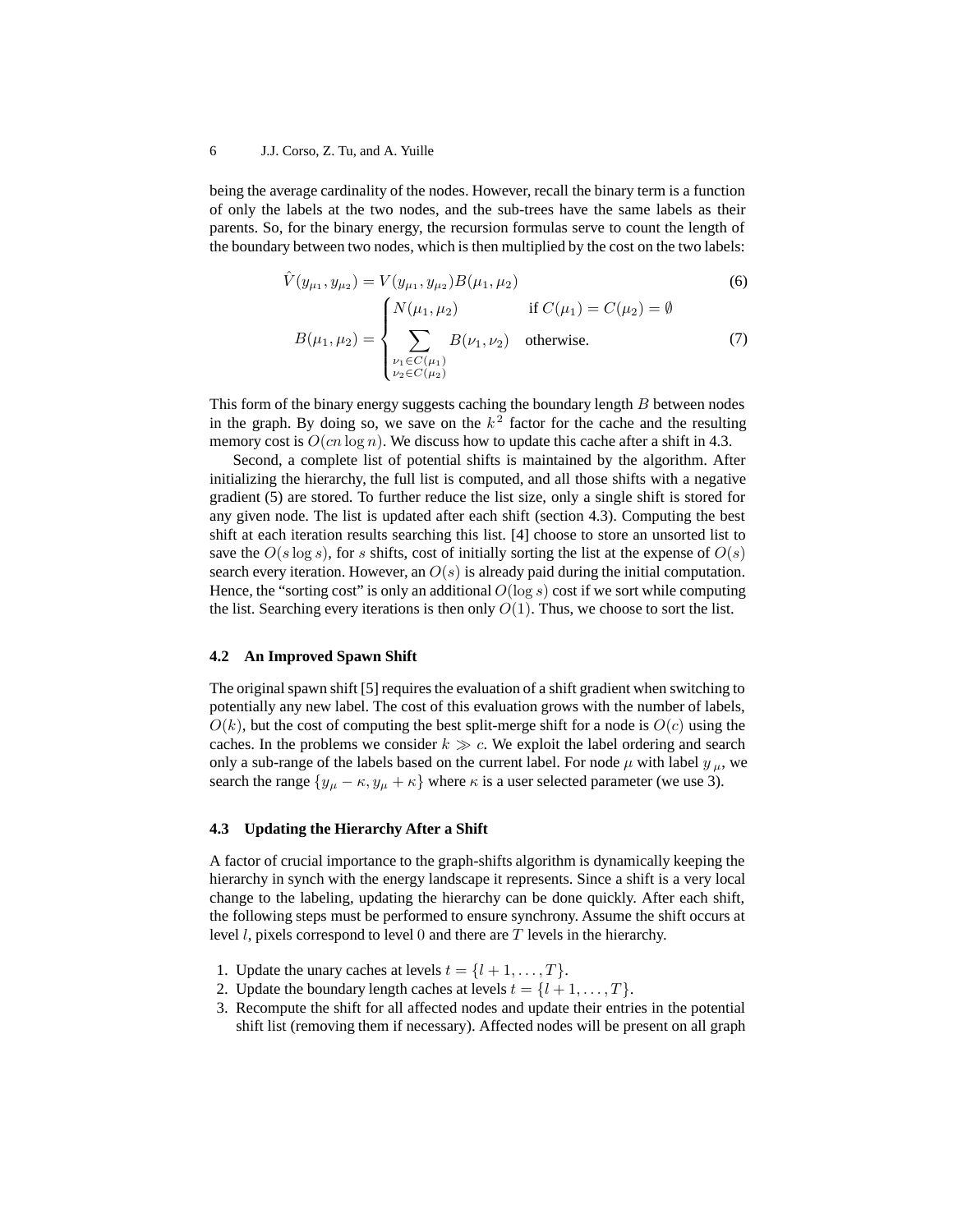being the average cardinality of the nodes. However, recall the binary term is a function of only the labels at the two nodes, and the sub-trees have the same labels as their parents. So, for the binary energy, the recursion formulas serve to count the length of the boundary between two nodes, which is then multiplied by the cost on the two labels:

$$\hat{V}(y_{\mu_1}, y_{\mu_2}) = V(y_{\mu_1}, y_{\mu_2}) B(\mu_1, \mu_2) \tag{6}$$

$$B(\mu_1, \mu_2) = \begin{cases} N(\mu_1, \mu_2) & \text{if } C(\mu_1) = C(\mu_2) = \emptyset \\ \displaystyle\sum_{\substack{\nu_1 \in C(\mu_1) \\ \nu_2 \in C(\mu_2)}} B(\nu_1, \nu_2) & \text{otherwise.} \end{cases} \tag{7}$$

This form of the binary energy suggests caching the boundary length $B$ between nodes in the graph. By doing so, we save on the $k^2$ factor for the cache and the resulting memory cost is $O(cn \log n)$. We discuss how to update this cache after a shift in 4.3.

Second, a complete list of potential shifts is maintained by the algorithm. After initializing the hierarchy, the full list is computed, and all those shifts with a negative gradient (5) are stored. To further reduce the list size, only a single shift is stored for any given node. The list is updated after each shift (section 4.3). Computing the best shift at each iteration results searching this list. [4] choose to store an unsorted list to save the $O(s \log s)$, for $s$ shifts, cost of initially sorting the list at the expense of $O(s)$ search every iteration. However, an $O(s)$ is already paid during the initial computation. Hence, the "sorting cost" is only an additional $O(\log s)$ cost if we sort while computing the list. Searching every iterations is then only $O(1)$. Thus, we choose to sort the list.

### 4.2 An Improved Spawn Shift

The original spawn shift [5] requires the evaluation of a shift gradient when switching to potentially any new label. The cost of this evaluation grows with the number of labels, $O(k)$, but the cost of computing the best split-merge shift for a node is $O(c)$ using the caches. In the problems we consider $k \gg c$. We exploit the label ordering and search only a sub-range of the labels based on the current label. For node $\mu$ with label $y_\mu$, we search the range $\{y_\mu - \kappa, y_\mu + \kappa\}$ where $\kappa$ is a user selected parameter (we use 3).

### 4.3 Updating the Hierarchy After a Shift

A factor of crucial importance to the graph-shifts algorithm is dynamically keeping the hierarchy in synch with the energy landscape it represents. Since a shift is a very local change to the labeling, updating the hierarchy can be done quickly. After each shift, the following steps must be performed to ensure synchrony. Assume the shift occurs at level $l$, pixels correspond to level $0$ and there are $T$ levels in the hierarchy.

1. Update the unary caches at levels $t = \{l+1, \ldots, T\}$.
2. Update the boundary length caches at levels $t = \{l+1, \ldots, T\}$.
3. Recompute the shift for all affected nodes and update their entries in the potential shift list (removing them if necessary). Affected nodes will be present on all graph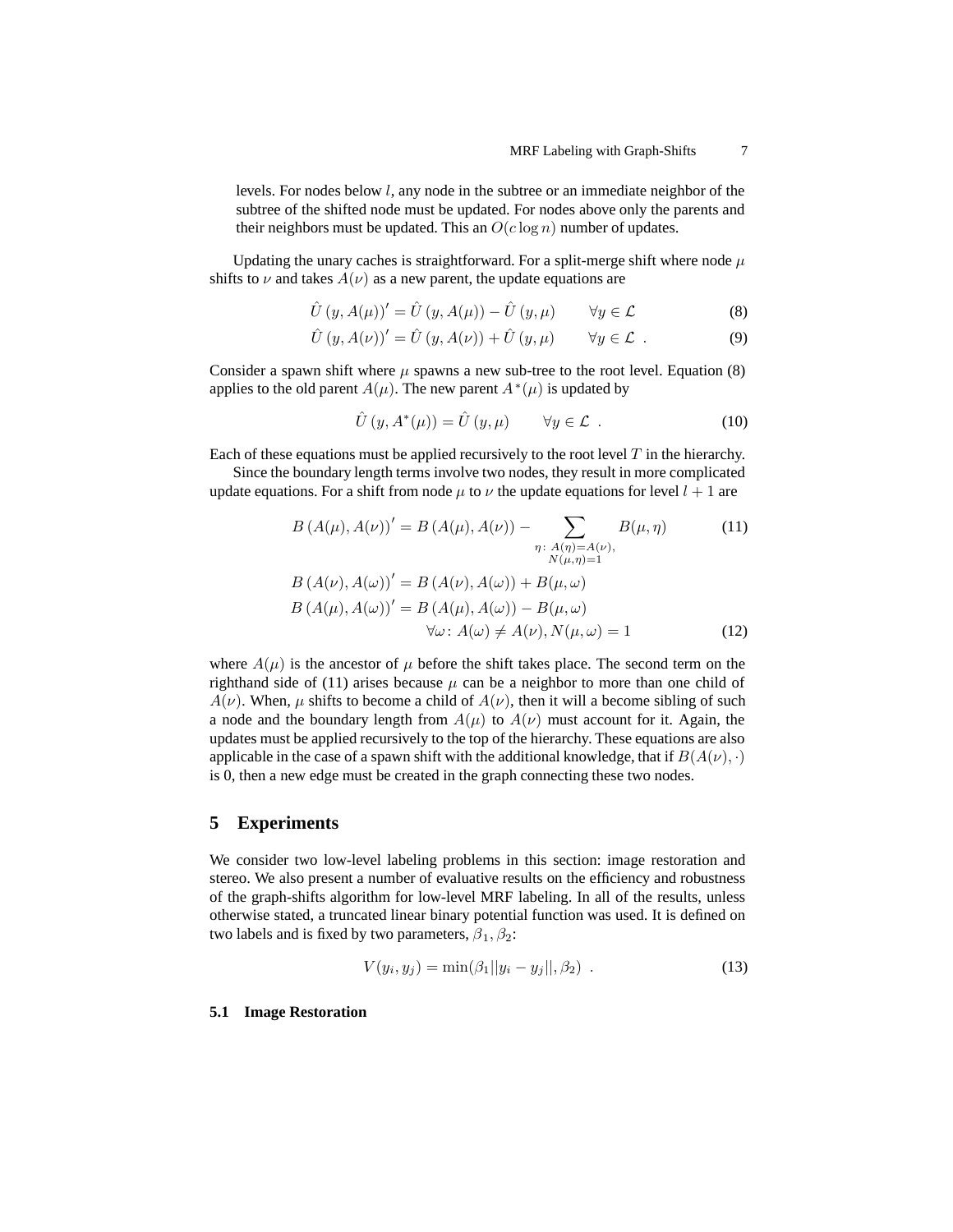levels. For nodes below $l$, any node in the subtree or an immediate neighbor of the subtree of the shifted node must be updated. For nodes above only the parents and their neighbors must be updated. This an $O(c \log n)$ number of updates.

Updating the unary caches is straightforward. For a split-merge shift where node $\mu$ shifts to $\nu$ and takes $A(\nu)$ as a new parent, the update equations are

$$\hat{U}\left(y, A(\mu)\right)' = \hat{U}\left(y, A(\mu)\right) - \hat{U}\left(y, \mu\right) \qquad \forall y \in \mathcal{L} \tag{8}$$

$$\hat{U}\left(y, A(\nu)\right)' = \hat{U}\left(y, A(\nu)\right) + \hat{U}\left(y, \mu\right) \qquad \forall y \in \mathcal{L} \ . \tag{9}$$

Consider a spawn shift where $\mu$ spawns a new sub-tree to the root level. Equation (8) applies to the old parent $A(\mu)$. The new parent $A^*(\mu)$ is updated by

$$\hat{U}\left(y, A^*(\mu)\right) = \hat{U}\left(y, \mu\right) \qquad \forall y \in \mathcal{L} \ . \tag{10}$$

Each of these equations must be applied recursively to the root level $T$ in the hierarchy.

Since the boundary length terms involve two nodes, they result in more complicated update equations. For a shift from node $\mu$ to $\nu$ the update equations for level $l+1$ are

$$B\left(A(\mu), A(\nu)\right)' = B\left(A(\mu), A(\nu)\right) - \sum_{\substack{\eta:\ A(\eta)=A(\nu), \\ N(\mu,\eta)=1}} B(\mu, \eta) \tag{11}$$

$$\begin{aligned} B\left(A(\nu), A(\omega)\right)' &= B\left(A(\nu), A(\omega)\right) + B(\mu, \omega) \\ B\left(A(\mu), A(\omega)\right)' &= B\left(A(\mu), A(\omega)\right) - B(\mu, \omega) \\ &\qquad \forall \omega\colon A(\omega) \neq A(\nu), N(\mu, \omega) = 1 \end{aligned} \tag{12}$$

where $A(\mu)$ is the ancestor of $\mu$ before the shift takes place. The second term on the righthand side of (11) arises because $\mu$ can be a neighbor to more than one child of $A(\nu)$. When, $\mu$ shifts to become a child of $A(\nu)$, then it will a become sibling of such a node and the boundary length from $A(\mu)$ to $A(\nu)$ must account for it. Again, the updates must be applied recursively to the top of the hierarchy. These equations are also applicable in the case of a spawn shift with the additional knowledge, that if $B(A(\nu), \cdot)$ is 0, then a new edge must be created in the graph connecting these two nodes.

## 5 Experiments

We consider two low-level labeling problems in this section: image restoration and stereo. We also present a number of evaluative results on the efficiency and robustness of the graph-shifts algorithm for low-level MRF labeling. In all of the results, unless otherwise stated, a truncated linear binary potential function was used. It is defined on two labels and is fixed by two parameters, $\beta_1, \beta_2$:

$$V(y_i, y_j) = \min(\beta_1 ||y_i - y_j||, \beta_2) \ . \tag{13}$$

### 5.1 Image Restoration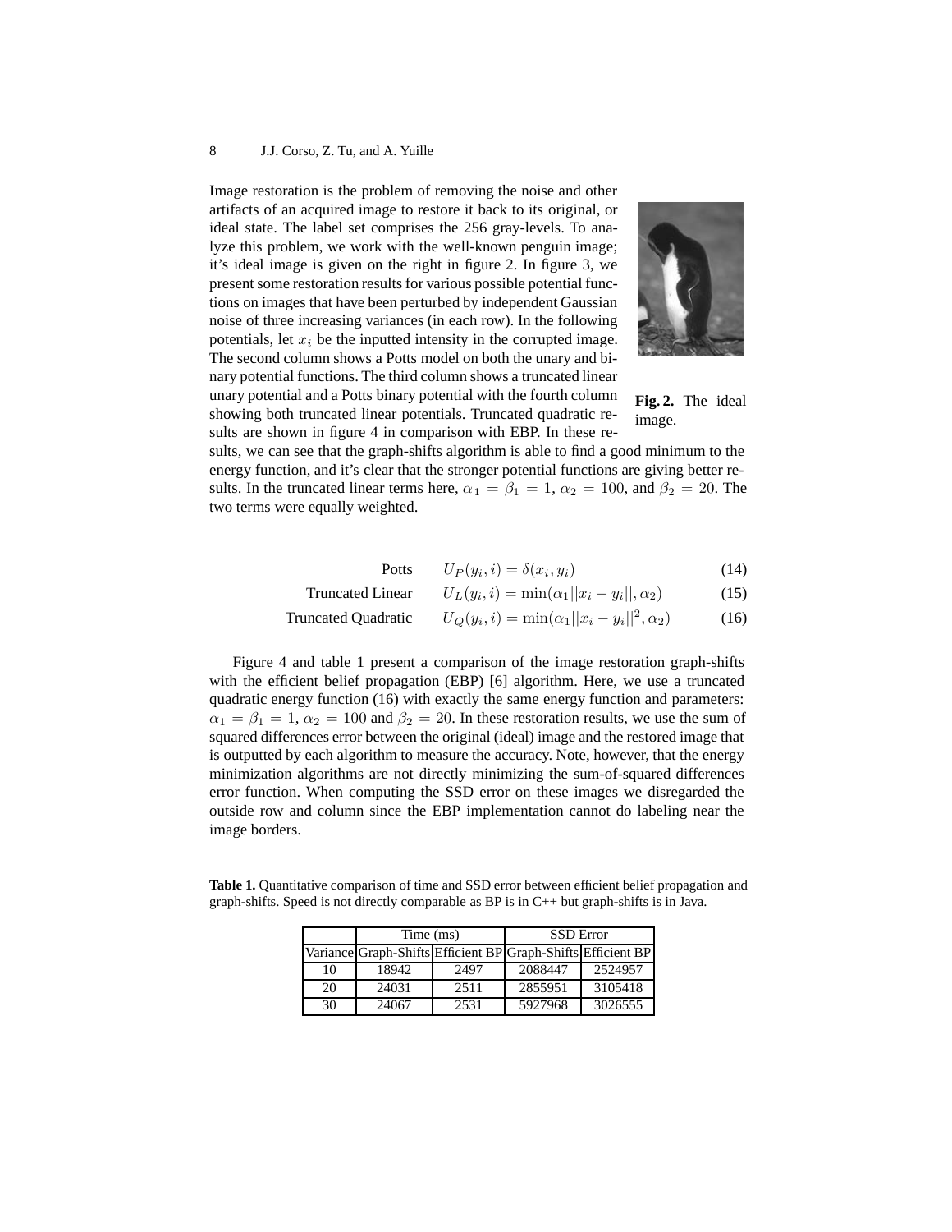Image restoration is the problem of removing the noise and other artifacts of an acquired image to restore it back to its original, or ideal state. The label set comprises the 256 gray-levels. To analyze this problem, we work with the well-known penguin image; it's ideal image is given on the right in figure 2. In figure 3, we present some restoration results for various possible potential functions on images that have been perturbed by independent Gaussian noise of three increasing variances (in each row). In the following potentials, let $x_i$ be the inputted intensity in the corrupted image. The second column shows a Potts model on both the unary and binary potential functions. The third column shows a truncated linear unary potential and a Potts binary potential with the fourth column showing both truncated linear potentials. Truncated quadratic results are shown in figure 4 in comparison with EBP. In these results, we can see that the graph-shifts algorithm is able to find a good minimum to the energy function, and it's clear that the stronger potential functions are giving better results. In the truncated linear terms here, $\alpha_1 = \beta_1 = 1$, $\alpha_2 = 100$, and $\beta_2 = 20$. The two terms were equally weighted.

**Fig. 2.** The ideal image.

$$\text{Potts} \qquad U_P(y_i, i) = \delta(x_i, y_i) \tag{14}$$

$$\text{Truncated Linear} \qquad U_L(y_i, i) = \min(\alpha_1 ||x_i - y_i||, \alpha_2) \tag{15}$$

$$\text{Truncated Quadratic} \qquad U_Q(y_i, i) = \min(\alpha_1 ||x_i - y_i||^2, \alpha_2) \tag{16}$$

Figure 4 and table 1 present a comparison of the image restoration graph-shifts with the efficient belief propagation (EBP) [6] algorithm. Here, we use a truncated quadratic energy function (16) with exactly the same energy function and parameters: $\alpha_1 = \beta_1 = 1$, $\alpha_2 = 100$ and $\beta_2 = 20$. In these restoration results, we use the sum of squared differences error between the original (ideal) image and the restored image that is outputted by each algorithm to measure the accuracy. Note, however, that the energy minimization algorithms are not directly minimizing the sum-of-squared differences error function. When computing the SSD error on these images we disregarded the outside row and column since the EBP implementation cannot do labeling near the image borders.

**Table 1.** Quantitative comparison of time and SSD error between efficient belief propagation and graph-shifts. Speed is not directly comparable as BP is in C++ but graph-shifts is in Java.

| | Time (ms) | | SSD Error | |
|---|---|---|---|---|
| Variance | Graph-Shifts | Efficient BP | Graph-Shifts | Efficient BP |
| 10 | 18942 | 2497 | 2088447 | 2524957 |
| 20 | 24031 | 2511 | 2855951 | 3105418 |
| 30 | 24067 | 2531 | 5927968 | 3026555 |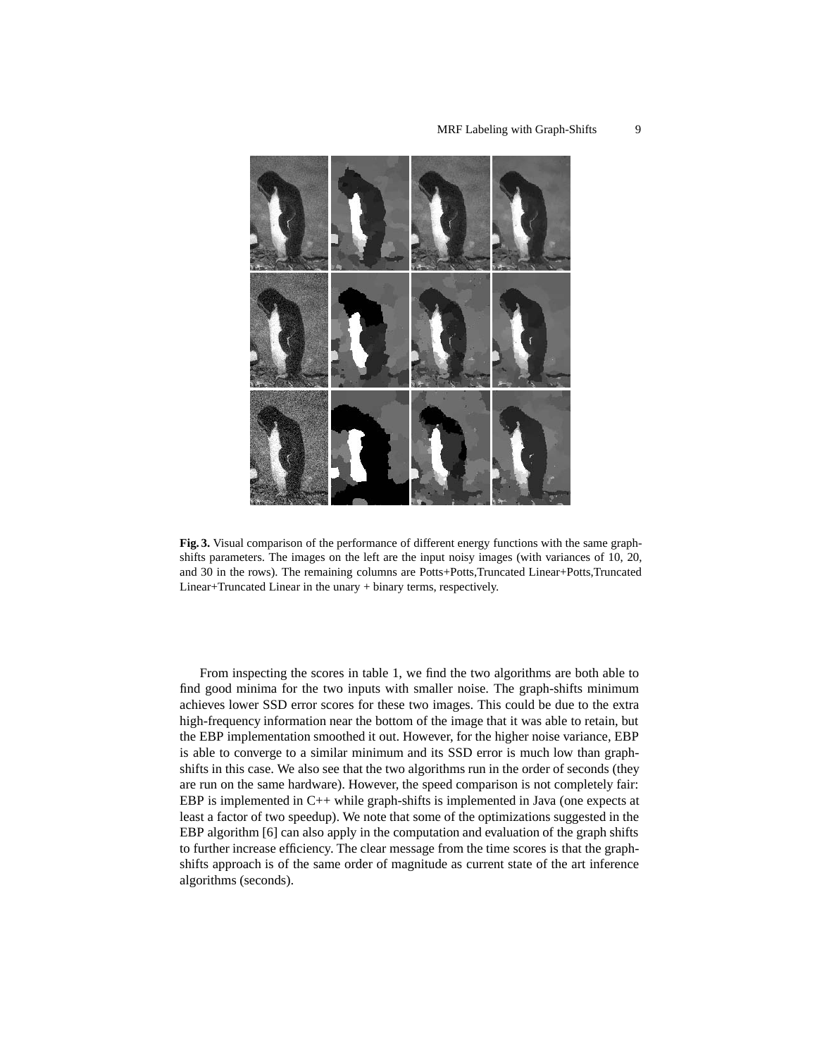**Fig. 3.** Visual comparison of the performance of different energy functions with the same graph-shifts parameters. The images on the left are the input noisy images (with variances of 10, 20, and 30 in the rows). The remaining columns are Potts+Potts,Truncated Linear+Potts,Truncated Linear+Truncated Linear in the unary + binary terms, respectively.

From inspecting the scores in table 1, we find the two algorithms are both able to find good minima for the two inputs with smaller noise. The graph-shifts minimum achieves lower SSD error scores for these two images. This could be due to the extra high-frequency information near the bottom of the image that it was able to retain, but the EBP implementation smoothed it out. However, for the higher noise variance, EBP is able to converge to a similar minimum and its SSD error is much low than graph-shifts in this case. We also see that the two algorithms run in the order of seconds (they are run on the same hardware). However, the speed comparison is not completely fair: EBP is implemented in C++ while graph-shifts is implemented in Java (one expects at least a factor of two speedup). We note that some of the optimizations suggested in the EBP algorithm [6] can also apply in the computation and evaluation of the graph shifts to further increase efficiency. The clear message from the time scores is that the graph-shifts approach is of the same order of magnitude as current state of the art inference algorithms (seconds).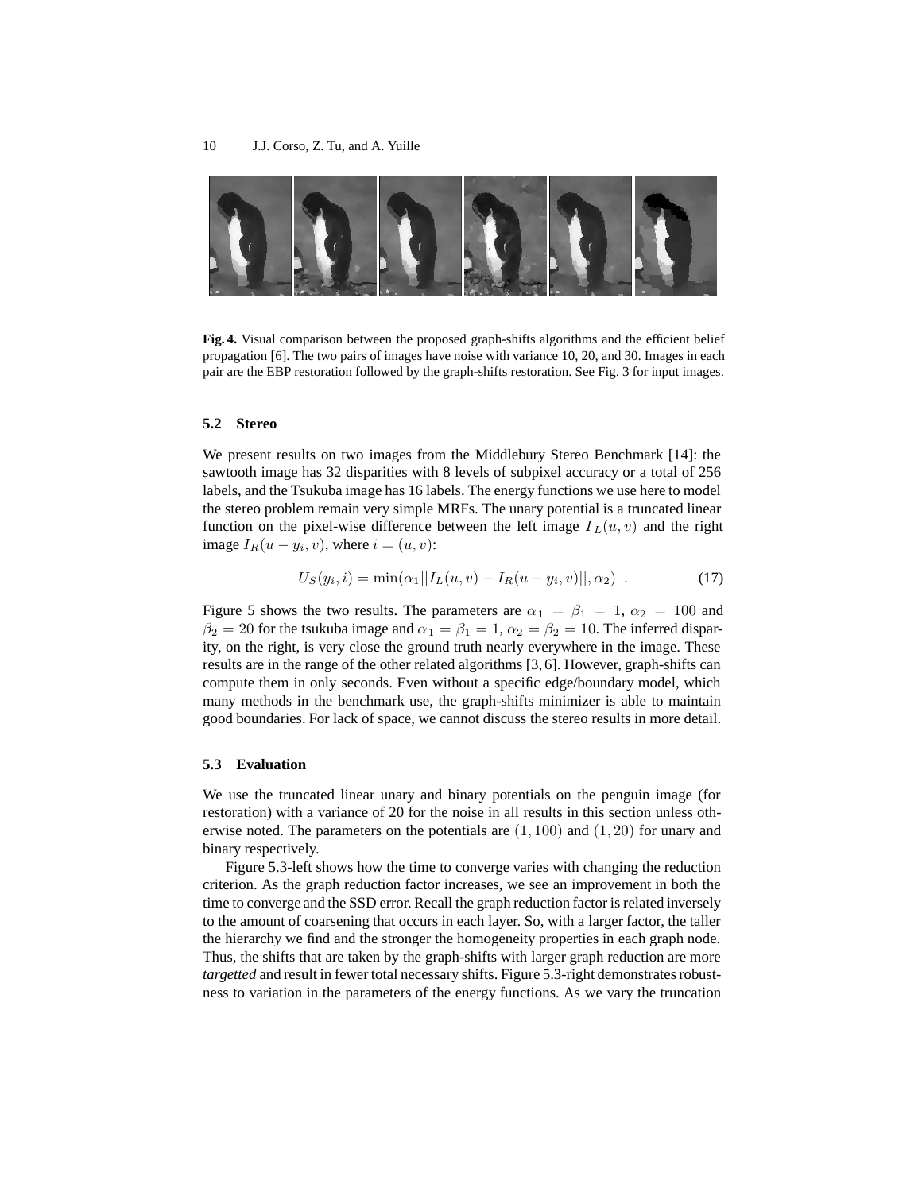**Fig. 4.** Visual comparison between the proposed graph-shifts algorithms and the efficient belief propagation [6]. The two pairs of images have noise with variance 10, 20, and 30. Images in each pair are the EBP restoration followed by the graph-shifts restoration. See Fig. 3 for input images.

### 5.2 Stereo

We present results on two images from the Middlebury Stereo Benchmark [14]: the sawtooth image has 32 disparities with 8 levels of subpixel accuracy or a total of 256 labels, and the Tsukuba image has 16 labels. The energy functions we use here to model the stereo problem remain very simple MRFs. The unary potential is a truncated linear function on the pixel-wise difference between the left image $I_L(u, v)$ and the right image $I_R(u - y_i, v)$, where $i = (u, v)$:

$$U_S(y_i, i) = \min(\alpha_1 ||I_L(u, v) - I_R(u - y_i, v)||, \alpha_2) \ . \tag{17}$$

Figure 5 shows the two results. The parameters are $\alpha_1 = \beta_1 = 1$, $\alpha_2 = 100$ and $\beta_2 = 20$ for the tsukuba image and $\alpha_1 = \beta_1 = 1$, $\alpha_2 = \beta_2 = 10$. The inferred disparity, on the right, is very close the ground truth nearly everywhere in the image. These results are in the range of the other related algorithms [3, 6]. However, graph-shifts can compute them in only seconds. Even without a specific edge/boundary model, which many methods in the benchmark use, the graph-shifts minimizer is able to maintain good boundaries. For lack of space, we cannot discuss the stereo results in more detail.

### 5.3 Evaluation

We use the truncated linear unary and binary potentials on the penguin image (for restoration) with a variance of 20 for the noise in all results in this section unless otherwise noted. The parameters on the potentials are $(1, 100)$ and $(1, 20)$ for unary and binary respectively.

Figure 5.3-left shows how the time to converge varies with changing the reduction criterion. As the graph reduction factor increases, we see an improvement in both the time to converge and the SSD error. Recall the graph reduction factor is related inversely to the amount of coarsening that occurs in each layer. So, with a larger factor, the taller the hierarchy we find and the stronger the homogeneity properties in each graph node. Thus, the shifts that are taken by the graph-shifts with larger graph reduction are more *targetted* and result in fewer total necessary shifts. Figure 5.3-right demonstrates robustness to variation in the parameters of the energy functions. As we vary the truncation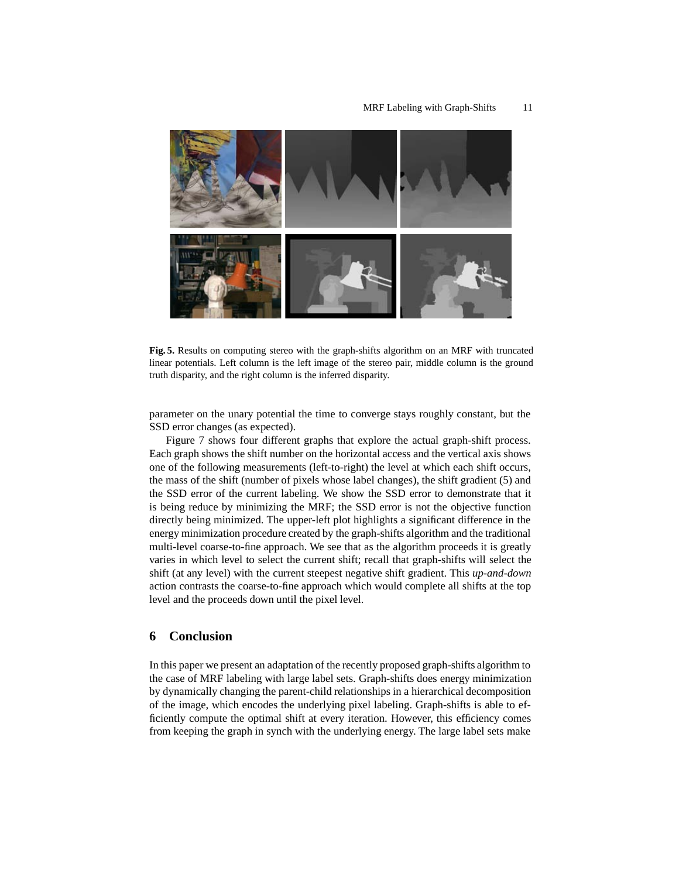**Fig. 5.** Results on computing stereo with the graph-shifts algorithm on an MRF with truncated linear potentials. Left column is the left image of the stereo pair, middle column is the ground truth disparity, and the right column is the inferred disparity.

parameter on the unary potential the time to converge stays roughly constant, but the SSD error changes (as expected).

Figure 7 shows four different graphs that explore the actual graph-shift process. Each graph shows the shift number on the horizontal access and the vertical axis shows one of the following measurements (left-to-right) the level at which each shift occurs, the mass of the shift (number of pixels whose label changes), the shift gradient (5) and the SSD error of the current labeling. We show the SSD error to demonstrate that it is being reduce by minimizing the MRF; the SSD error is not the objective function directly being minimized. The upper-left plot highlights a significant difference in the energy minimization procedure created by the graph-shifts algorithm and the traditional multi-level coarse-to-fine approach. We see that as the algorithm proceeds it is greatly varies in which level to select the current shift; recall that graph-shifts will select the shift (at any level) with the current steepest negative shift gradient. This *up-and-down* action contrasts the coarse-to-fine approach which would complete all shifts at the top level and the proceeds down until the pixel level.

## 6 Conclusion

In this paper we present an adaptation of the recently proposed graph-shifts algorithm to the case of MRF labeling with large label sets. Graph-shifts does energy minimization by dynamically changing the parent-child relationships in a hierarchical decomposition of the image, which encodes the underlying pixel labeling. Graph-shifts is able to efficiently compute the optimal shift at every iteration. However, this efficiency comes from keeping the graph in synch with the underlying energy. The large label sets make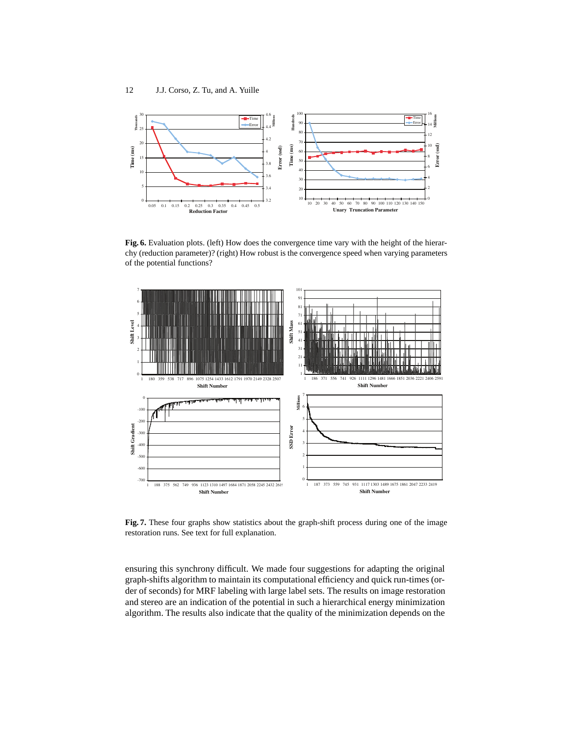**Fig. 6.** Evaluation plots. (left) How does the convergence time vary with the height of the hierarchy (reduction parameter)? (right) How robust is the convergence speed when varying parameters of the potential functions?

**Fig. 7.** These four graphs show statistics about the graph-shift process during one of the image restoration runs. See text for full explanation.

ensuring this synchrony difficult. We made four suggestions for adapting the original graph-shifts algorithm to maintain its computational efficiency and quick run-times (order of seconds) for MRF labeling with large label sets. The results on image restoration and stereo are an indication of the potential in such a hierarchical energy minimization algorithm. The results also indicate that the quality of the minimization depends on the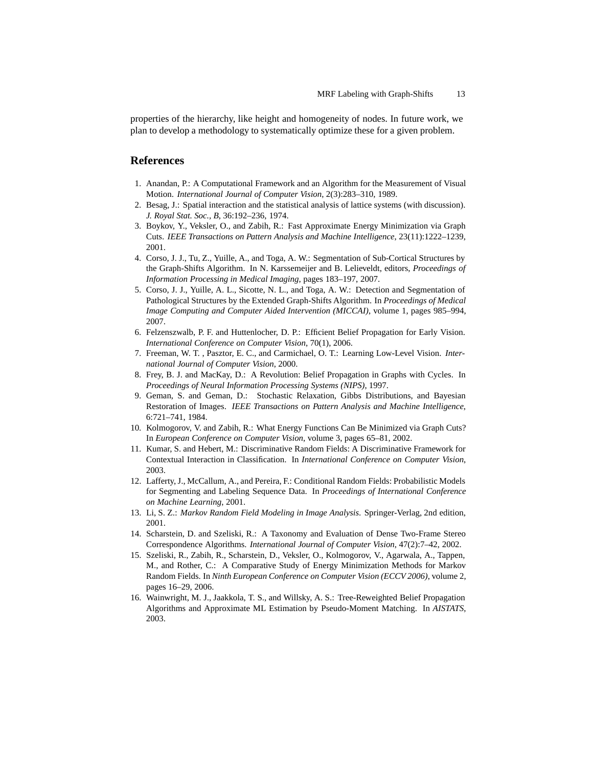properties of the hierarchy, like height and homogeneity of nodes. In future work, we plan to develop a methodology to systematically optimize these for a given problem.

## References

1. Anandan, P.: A Computational Framework and an Algorithm for the Measurement of Visual Motion. *International Journal of Computer Vision*, 2(3):283–310, 1989.
2. Besag, J.: Spatial interaction and the statistical analysis of lattice systems (with discussion). *J. Royal Stat. Soc., B*, 36:192–236, 1974.
3. Boykov, Y., Veksler, O., and Zabih, R.: Fast Approximate Energy Minimization via Graph Cuts. *IEEE Transactions on Pattern Analysis and Machine Intelligence*, 23(11):1222–1239, 2001.
4. Corso, J. J., Tu, Z., Yuille, A., and Toga, A. W.: Segmentation of Sub-Cortical Structures by the Graph-Shifts Algorithm. In N. Karssemeijer and B. Lelieveldt, editors, *Proceedings of Information Processing in Medical Imaging*, pages 183–197, 2007.
5. Corso, J. J., Yuille, A. L., Sicotte, N. L., and Toga, A. W.: Detection and Segmentation of Pathological Structures by the Extended Graph-Shifts Algorithm. In *Proceedings of Medical Image Computing and Computer Aided Intervention (MICCAI)*, volume 1, pages 985–994, 2007.
6. Felzenszwalb, P. F. and Huttenlocher, D. P.: Efficient Belief Propagation for Early Vision. *International Conference on Computer Vision*, 70(1), 2006.
7. Freeman, W. T. , Pasztor, E. C., and Carmichael, O. T.: Learning Low-Level Vision. *International Journal of Computer Vision*, 2000.
8. Frey, B. J. and MacKay, D.: A Revolution: Belief Propagation in Graphs with Cycles. In *Proceedings of Neural Information Processing Systems (NIPS)*, 1997.
9. Geman, S. and Geman, D.: Stochastic Relaxation, Gibbs Distributions, and Bayesian Restoration of Images. *IEEE Transactions on Pattern Analysis and Machine Intelligence*, 6:721–741, 1984.
10. Kolmogorov, V. and Zabih, R.: What Energy Functions Can Be Minimized via Graph Cuts? In *European Conference on Computer Vision*, volume 3, pages 65–81, 2002.
11. Kumar, S. and Hebert, M.: Discriminative Random Fields: A Discriminative Framework for Contextual Interaction in Classification. In *International Conference on Computer Vision*, 2003.
12. Lafferty, J., McCallum, A., and Pereira, F.: Conditional Random Fields: Probabilistic Models for Segmenting and Labeling Sequence Data. In *Proceedings of International Conference on Machine Learning*, 2001.
13. Li, S. Z.: *Markov Random Field Modeling in Image Analysis*. Springer-Verlag, 2nd edition, 2001.
14. Scharstein, D. and Szeliski, R.: A Taxonomy and Evaluation of Dense Two-Frame Stereo Correspondence Algorithms. *International Journal of Computer Vision*, 47(2):7–42, 2002.
15. Szeliski, R., Zabih, R., Scharstein, D., Veksler, O., Kolmogorov, V., Agarwala, A., Tappen, M., and Rother, C.: A Comparative Study of Energy Minimization Methods for Markov Random Fields. In *Ninth European Conference on Computer Vision (ECCV 2006)*, volume 2, pages 16–29, 2006.
16. Wainwright, M. J., Jaakkola, T. S., and Willsky, A. S.: Tree-Reweighted Belief Propagation Algorithms and Approximate ML Estimation by Pseudo-Moment Matching. In *AISTATS*, 2003.